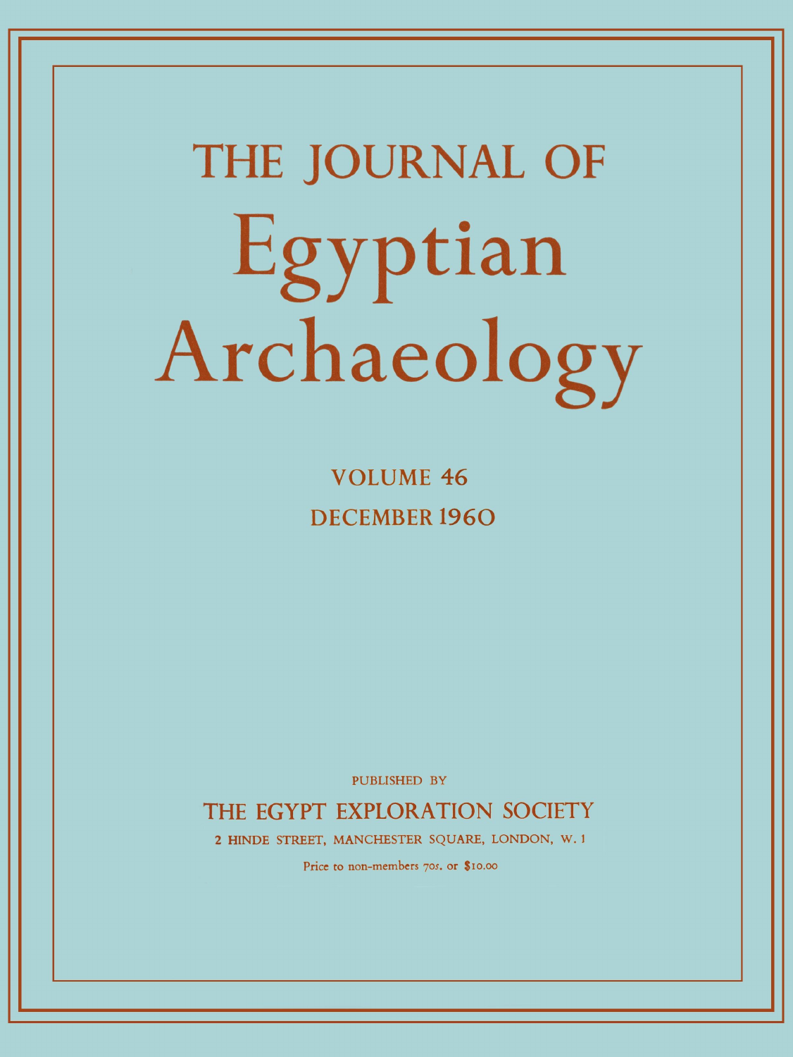# THE JOURNAL OF Egyptian Archaeology

VOLUME 46

DECEMBER 1960

PUBLISHED BY

THE EGYPT EXPLORATION SOCIETY

2 HINDE STREET, MANCHESTER SQUARE, LONDON, W. 1

Price to non-members 70s. or $10.00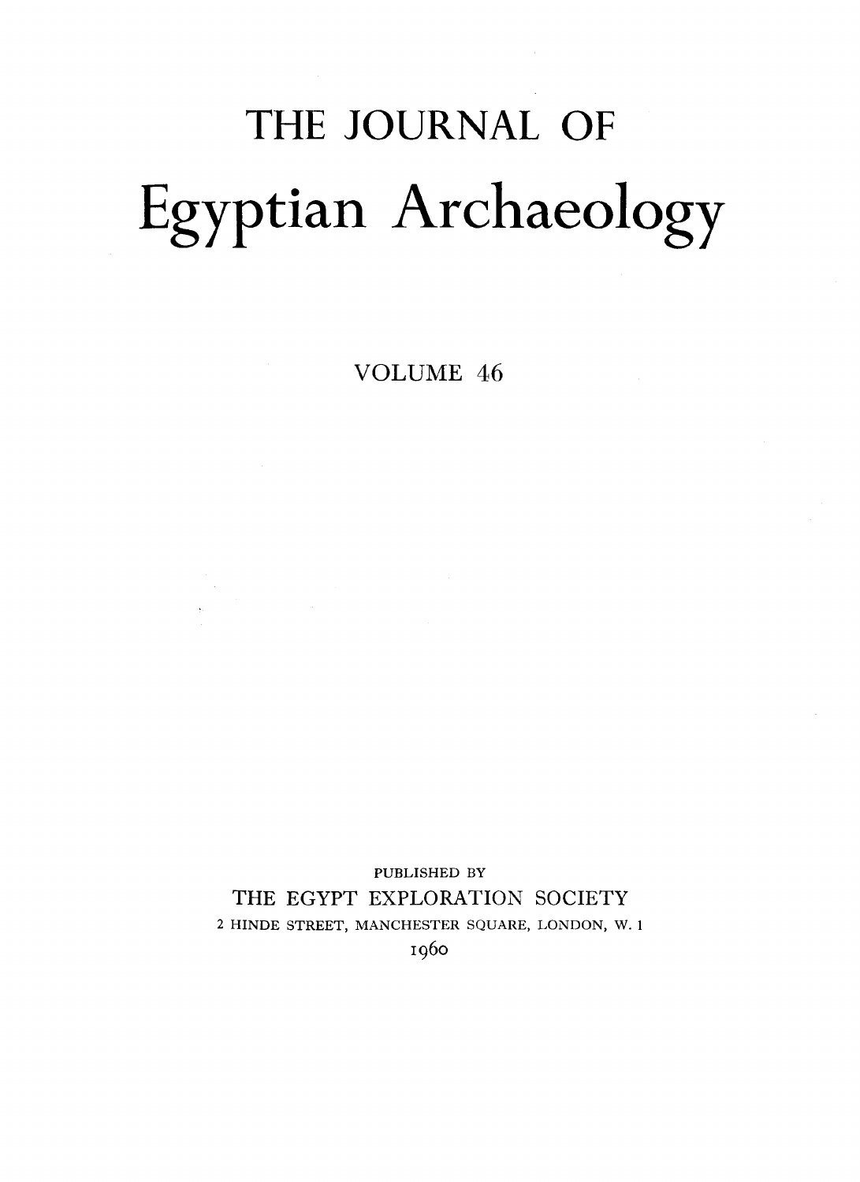# THE JOURNAL OF

# Egyptian Archaeology

## VOLUME 46

PUBLISHED BY

THE EGYPT EXPLORATION SOCIETY

2 HINDE STREET, MANCHESTER SQUARE, LONDON, W. 1

1960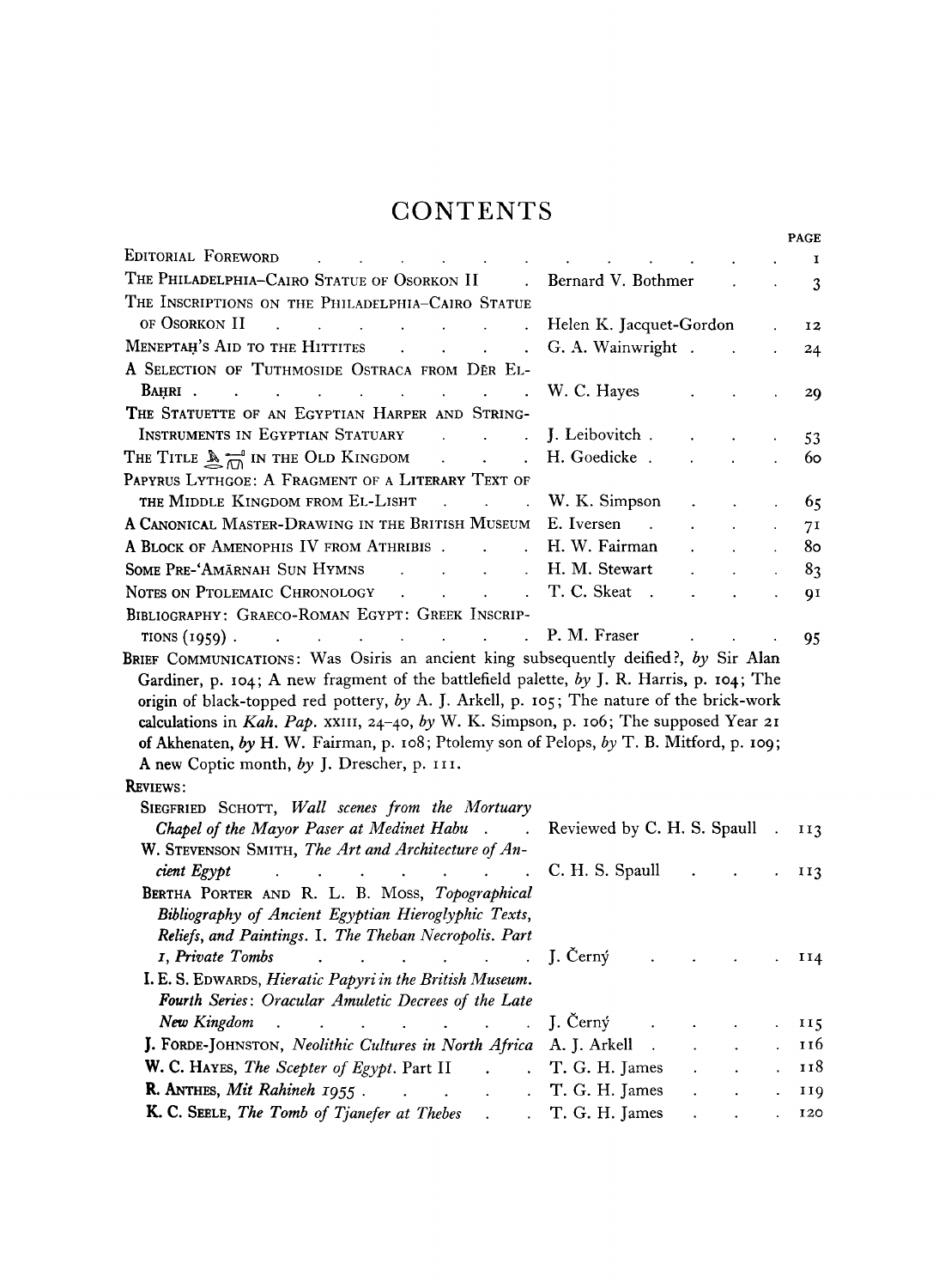# CONTENTS

| | | PAGE |
|---|---|---|
| EDITORIAL FOREWORD | | 1 |
| THE PHILADELPHIA–CAIRO STATUE OF OSORKON II | Bernard V. Bothmer | 3 |
| THE INSCRIPTIONS ON THE PHILADELPHIA–CAIRO STATUE OF OSORKON II | Helen K. Jacquet-Gordon | 12 |
| MENEPTAḤ'S AID TO THE HITTITES | G. A. Wainwright | 24 |
| A SELECTION OF TUTHMOSIDE OSTRACA FROM DĒR EL-BAḤRI | W. C. Hayes | 29 |
| THE STATUETTE OF AN EGYPTIAN HARPER AND STRING-INSTRUMENTS IN EGYPTIAN STATUARY | J. Leibovitch | 53 |
| THE TITLE [hieroglyphs] IN THE OLD KINGDOM | H. Goedicke | 60 |
| PAPYRUS LYTHGOE: A FRAGMENT OF A LITERARY TEXT OF THE MIDDLE KINGDOM FROM EL-LISHT | W. K. Simpson | 65 |
| A CANONICAL MASTER-DRAWING IN THE BRITISH MUSEUM | E. Iversen | 71 |
| A BLOCK OF AMENOPHIS IV FROM ATHRIBIS | H. W. Fairman | 80 |
| SOME PRE-'AMĀRNAH SUN HYMNS | H. M. Stewart | 83 |
| NOTES ON PTOLEMAIC CHRONOLOGY | T. C. Skeat | 91 |
| BIBLIOGRAPHY: GRAECO-ROMAN EGYPT: GREEK INSCRIPTIONS (1959) | P. M. Fraser | 95 |

BRIEF COMMUNICATIONS: Was Osiris an ancient king subsequently deified?, *by* Sir Alan Gardiner, p. 104; A new fragment of the battlefield palette, *by* J. R. Harris, p. 104; The origin of black-topped red pottery, *by* A. J. Arkell, p. 105; The nature of the brick-work calculations in *Kah. Pap.* XXIII, 24–40, *by* W. K. Simpson, p. 106; The supposed Year 21 of Akhenaten, *by* H. W. Fairman, p. 108; Ptolemy son of Pelops, *by* T. B. Mitford, p. 109; A new Coptic month, *by* J. Drescher, p. 111.

REVIEWS:

| | | |
|---|---|---|
| SIEGFRIED SCHOTT, *Wall scenes from the Mortuary Chapel of the Mayor Paser at Medinet Habu* | Reviewed by C. H. S. Spaull | 113 |
| W. STEVENSON SMITH, *The Art and Architecture of Ancient Egypt* | C. H. S. Spaull | 113 |
| BERTHA PORTER AND R. L. B. MOSS, *Topographical Bibliography of Ancient Egyptian Hieroglyphic Texts, Reliefs, and Paintings. I. The Theban Necropolis. Part 1, Private Tombs* | J. Černý | 114 |
| I. E. S. EDWARDS, *Hieratic Papyri in the British Museum. Fourth Series: Oracular Amuletic Decrees of the Late New Kingdom* | J. Černý | 115 |
| J. FORDE-JOHNSTON, *Neolithic Cultures in North Africa* | A. J. Arkell | 116 |
| W. C. HAYES, *The Scepter of Egypt*. Part II | T. G. H. James | 118 |
| R. ANTHES, *Mit Rahineh 1955* | T. G. H. James | 119 |
| K. C. SEELE, *The Tomb of Tjanefer at Thebes* | T. G. H. James | 120 |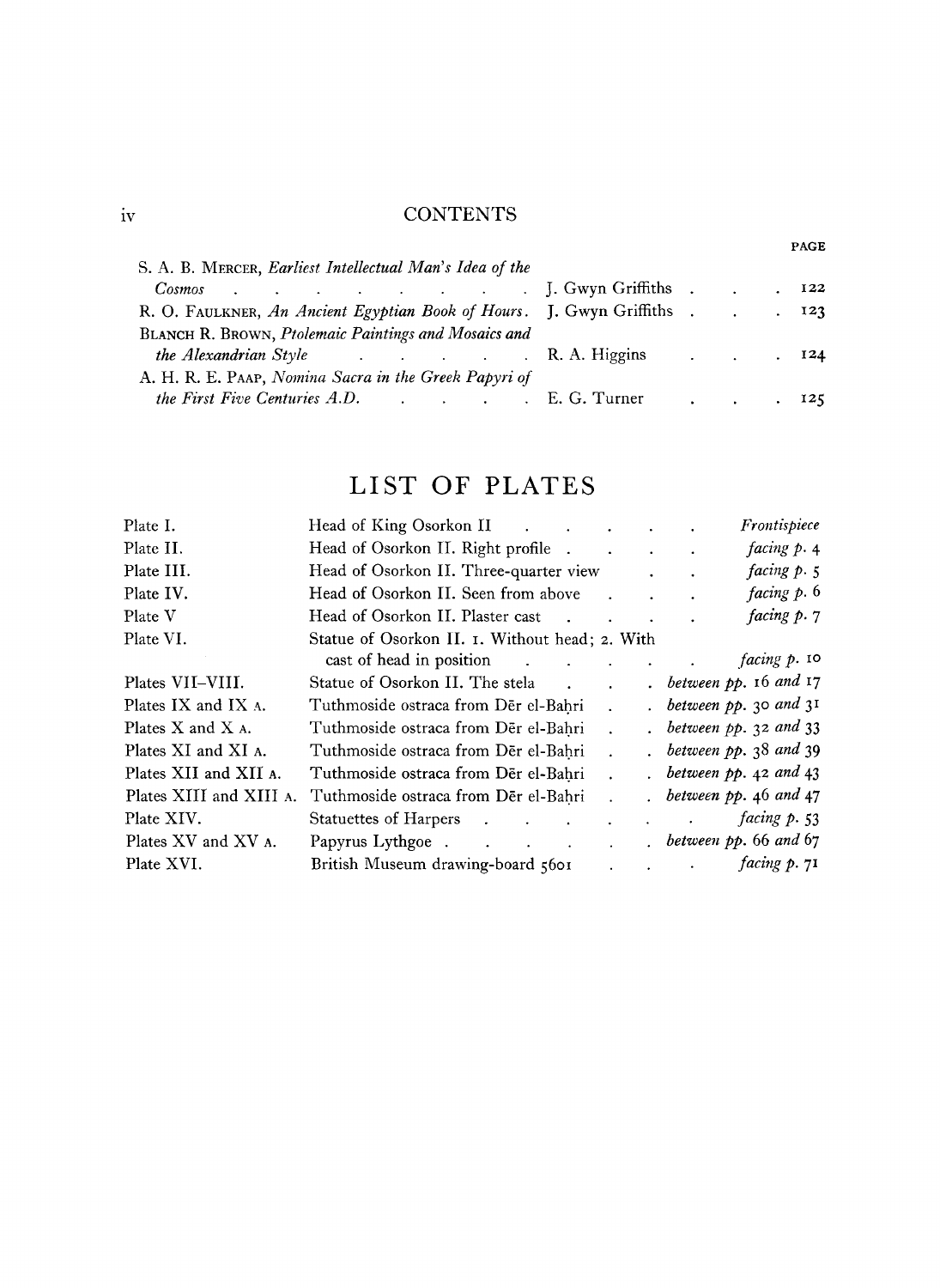| | | PAGE |
|---|---|---|
| S. A. B. MERCER, *Earliest Intellectual Man's Idea of the Cosmos* | J. Gwyn Griffiths | 122 |
| R. O. FAULKNER, *An Ancient Egyptian Book of Hours*. | J. Gwyn Griffiths | 123 |
| BLANCH R. BROWN, *Ptolemaic Paintings and Mosaics and the Alexandrian Style* | R. A. Higgins | 124 |
| A. H. R. E. PAAP, *Nomina Sacra in the Greek Papyri of the First Five Centuries A.D.* | E. G. Turner | 125 |

# LIST OF PLATES

| | | |
|---|---|---|
| Plate I. | Head of King Osorkon II | *Frontispiece* |
| Plate II. | Head of Osorkon II. Right profile | *facing p.* 4 |
| Plate III. | Head of Osorkon II. Three-quarter view | *facing p.* 5 |
| Plate IV. | Head of Osorkon II. Seen from above | *facing p.* 6 |
| Plate V | Head of Osorkon II. Plaster cast | *facing p.* 7 |
| Plate VI. | Statue of Osorkon II. 1. Without head; 2. With cast of head in position | *facing p.* 10 |
| Plates VII–VIII. | Statue of Osorkon II. The stela | *between pp.* 16 *and* 17 |
| Plates IX and IX A. | Tuthmoside ostraca from Dēr el-Baḥri | *between pp.* 30 *and* 31 |
| Plates X and X A. | Tuthmoside ostraca from Dēr el-Baḥri | *between pp.* 32 *and* 33 |
| Plates XI and XI A. | Tuthmoside ostraca from Dēr el-Baḥri | *between pp.* 38 *and* 39 |
| Plates XII and XII A. | Tuthmoside ostraca from Dēr el-Baḥri | *between pp.* 42 *and* 43 |
| Plates XIII and XIII A. | Tuthmoside ostraca from Dēr el-Baḥri | *between pp.* 46 *and* 47 |
| Plate XIV. | Statuettes of Harpers | *facing p.* 53 |
| Plates XV and XV A. | Papyrus Lythgoe | *between pp.* 66 *and* 67 |
| Plate XVI. | British Museum drawing-board 5601 | *facing p.* 71 |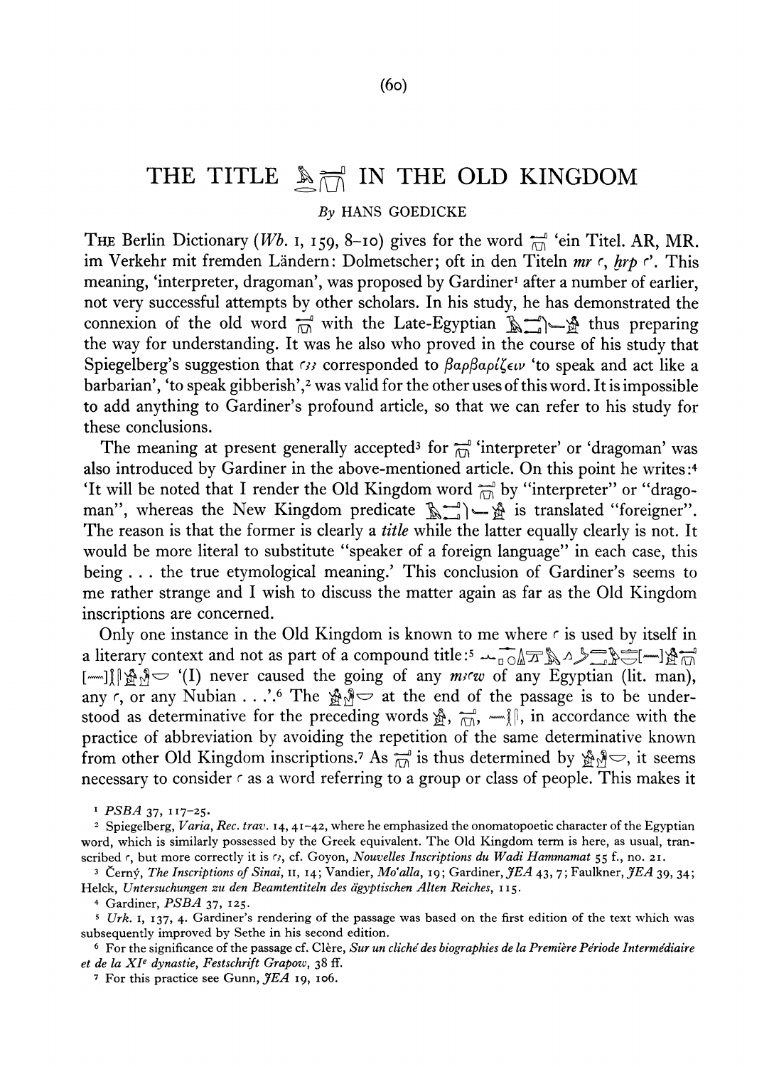# THE TITLE [hieroglyphs] IN THE OLD KINGDOM

*By* HANS GOEDICKE

THE Berlin Dictionary (*Wb.* I, 159, 8–10) gives for the word [hieroglyph] 'ein Titel. AR, MR. im Verkehr mit fremden Ländern: Dolmetscher; oft in den Titeln *mr ꜥ*, *ḫrp ꜥ*'. This meaning, 'interpreter, dragoman', was proposed by Gardiner[1] after a number of earlier, not very successful attempts by other scholars. In his study, he has demonstrated the connexion of the old word [hieroglyph] with the Late-Egyptian [hieroglyphs] thus preparing the way for understanding. It was he also who proved in the course of his study that Spiegelberg's suggestion that *ꜥꜣꜣ* corresponded to βαρβαρίζειν 'to speak and act like a barbarian', 'to speak gibberish',[2] was valid for the other uses of this word. It is impossible to add anything to Gardiner's profound article, so that we can refer to his study for these conclusions.

The meaning at present generally accepted[3] for [hieroglyph] 'interpreter' or 'dragoman' was also introduced by Gardiner in the above-mentioned article. On this point he writes:[4] 'It will be noted that I render the Old Kingdom word [hieroglyph] by "interpreter" or "dragoman", whereas the New Kingdom predicate [hieroglyphs] is translated "foreigner". The reason is that the former is clearly a *title* while the latter equally clearly is not. It would be more literal to substitute "speaker of a foreign language" in each case, this being . . . the true etymological meaning.' This conclusion of Gardiner's seems to me rather strange and I wish to discuss the matter again as far as the Old Kingdom inscriptions are concerned.

Only one instance in the Old Kingdom is known to me where *ꜥ* is used by itself in a literary context and not as part of a compound title:[5] [hieroglyphs] '(I) never caused the going of any *mꜣꜥw* of any Egyptian (lit. man), any *ꜥ*, or any Nubian . . .'.[6] The [hieroglyphs] at the end of the passage is to be understood as determinative for the preceding words [hieroglyphs], in accordance with the practice of abbreviation by avoiding the repetition of the same determinative known from other Old Kingdom inscriptions.[7] As [hieroglyph] is thus determined by [hieroglyphs], it seems necessary to consider *ꜥ* as a word referring to a group or class of people. This makes it

[1] *PSBA* 37, 117–25.

[2] Spiegelberg, *Varia, Rec. trav.* 14, 41–42, where he emphasized the onomatopoetic character of the Egyptian word, which is similarly possessed by the Greek equivalent. The Old Kingdom term is here, as usual, transcribed *ꜥ*, but more correctly it is *ꜥꜣ*, cf. Goyon, *Nouvelles Inscriptions du Wadi Hammamat* 55 f., no. 21.

[3] Černý, *The Inscriptions of Sinai*, II, 14; Vandier, *Mo'alla*, 19; Gardiner, *JEA* 43, 7; Faulkner, *JEA* 39, 34; Helck, *Untersuchungen zu den Beamtentiteln des ägyptischen Alten Reiches*, 115.

[4] Gardiner, *PSBA* 37, 125.

[5] *Urk.* I, 137, 4. Gardiner's rendering of the passage was based on the first edition of the text which was subsequently improved by Sethe in his second edition.

[6] For the significance of the passage cf. Clère, *Sur un cliché des biographies de la Première Période Intermédiaire et de la XIe dynastie, Festschrift Grapow*, 38 ff.

[7] For this practice see Gunn, *JEA* 19, 106.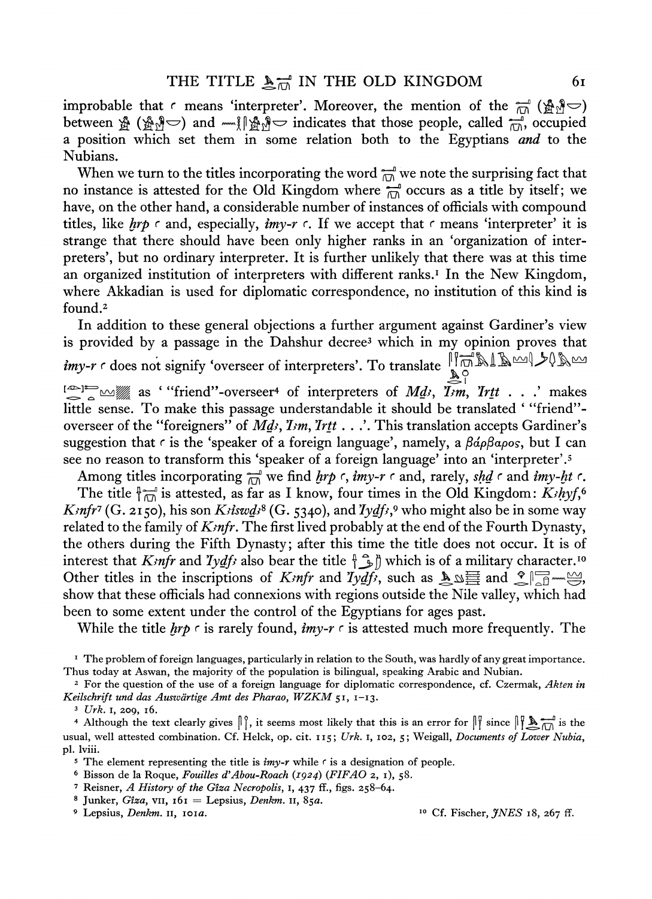improbable that ʿ means 'interpreter'. Moreover, the mention of the [hieroglyphs] ([hieroglyphs]) between [hieroglyphs] ([hieroglyphs]) and [hieroglyphs] indicates that those people, called [hieroglyphs], occupied a position which set them in some relation both to the Egyptians *and* to the Nubians.

When we turn to the titles incorporating the word [hieroglyphs] we note the surprising fact that no instance is attested for the Old Kingdom where [hieroglyphs] occurs as a title by itself; we have, on the other hand, a considerable number of instances of officials with compound titles, like *ḫrp* ʿ and, especially, *ỉmy-r* ʿ. If we accept that ʿ means 'interpreter' it is strange that there should have been only higher ranks in an 'organization of interpreters', but no ordinary interpreter. It is further unlikely that there was at this time an organized institution of interpreters with different ranks.[1] In the New Kingdom, where Akkadian is used for diplomatic correspondence, no institution of this kind is found.[2]

In addition to these general objections a further argument against Gardiner's view is provided by a passage in the Dahshur decree[3] which in my opinion proves that *ỉmy-r* ʿ does not signify 'overseer of interpreters'. To translate [hieroglyphs] as ' "friend"-overseer[4] of interpreters of *Mḏꜣ*, *Ỉꜣm*, *Ỉrṯt* . . .' makes little sense. To make this passage understandable it should be translated ' "friend"-overseer of the "foreigners" of *Mḏꜣ*, *Ỉꜣm*, *Ỉrṯt* . . .'. This translation accepts Gardiner's suggestion that ʿ is the 'speaker of a foreign language', namely, a βάρβαρος, but I can see no reason to transform this 'speaker of a foreign language' into an 'interpreter'.[5]

Among titles incorporating [hieroglyphs] we find *ḫrp* ʿ, *ỉmy-r* ʿ and, rarely, *sḥḏ* ʿ and *ỉmy-ḫt* ʿ.

The title [hieroglyphs] is attested, as far as I know, four times in the Old Kingdom: *Kꜣhyf*,[6] *Kꜣnfr*[7] (G. 2150), his son *Kꜣỉswḏꜣ*[8] (G. 5340), and *Ỉyḏfꜣ*,[9] who might also be in some way related to the family of *Kꜣnfr*. The first lived probably at the end of the Fourth Dynasty, the others during the Fifth Dynasty; after this time the title does not occur. It is of interest that *Kꜣnfr* and *Ỉyḏfꜣ* also bear the title [hieroglyphs] which is of a military character.[10] Other titles in the inscriptions of *Kꜣnfr* and *Ỉyḏfꜣ*, such as [hieroglyphs] and [hieroglyphs], show that these officials had connexions with regions outside the Nile valley, which had been to some extent under the control of the Egyptians for ages past.

While the title *ḫrp* ʿ is rarely found, *ỉmy-r* ʿ is attested much more frequently. The

---

[1] The problem of foreign languages, particularly in relation to the South, was hardly of any great importance. Thus today at Aswan, the majority of the population is bilingual, speaking Arabic and Nubian.

[2] For the question of the use of a foreign language for diplomatic correspondence, cf. Czermak, *Akten in Keilschrift und das Auswärtige Amt des Pharao*, *WZKM* 51, 1–13.

[3] *Urk.* I, 209, 16.

[4] Although the text clearly gives [hieroglyphs], it seems most likely that this is an error for [hieroglyphs] since [hieroglyphs] is the usual, well attested combination. Cf. Helck, op. cit. 115; *Urk.* I, 102, 5; Weigall, *Documents of Lower Nubia*, pl. lviii.

[5] The element representing the title is *ỉmy-r* while ʿ is a designation of people.

[6] Bisson de la Roque, *Fouilles d'Abou-Roach (1924)* (*FIFAO* 2, 1), 58.

[7] Reisner, *A History of the Gîza Necropolis*, I, 437 ff., figs. 258–64.

[8] Junker, *Gîza*, VII, 161 = Lepsius, *Denkm.* II, 85*a*.

[9] Lepsius, *Denkm.* II, 101*a*.

[10] Cf. Fischer, *JNES* 18, 267 ff.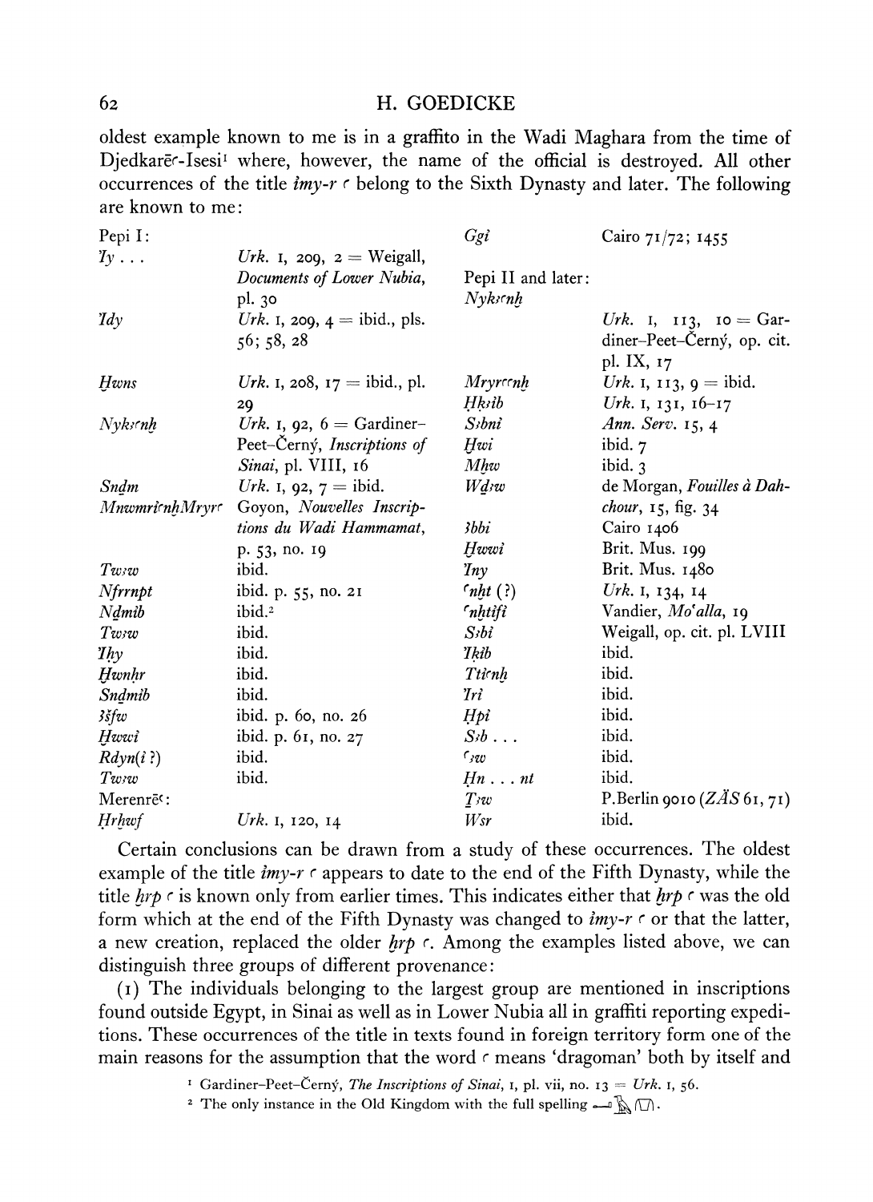oldest example known to me is in a graffito in the Wadi Maghara from the time of Djedkarēʿ-Isesi[1] where, however, the name of the official is destroyed. All other occurrences of the title *imy-r ʿ* belong to the Sixth Dynasty and later. The following are known to me:

| | | | |
|---|---|---|---|
| Pepi I: | | *Ggi* | Cairo 71/72; 1455 |
| *ʾIy . . .* | *Urk.* I, 209, 2 = Weigall, *Documents of Lower Nubia*, pl. 30 | Pepi II and later: | |
| *ʾIdy* | *Urk.* I, 209, 4 = ibid., pls. 56; 58, 28 | *Nykȝʿnḫ* | *Urk.* I, 113, 10 = Gardiner–Peet–Černý, op. cit. pl. IX, 17 |
| *Ḥwns* | *Urk.* I, 208, 17 = ibid., pl. 29 | *Mryrʿʿnḫ* | *Urk.* I, 113, 9 = ibid. |
| *Nykȝʿnḫ* | *Urk.* I, 92, 6 = Gardiner–Peet–Černý, *Inscriptions of Sinai*, pl. VIII, 16 | *Ḥkȝib* | *Urk.* I, 131, 16–17 |
| *Sndm* | *Urk.* I, 92, 7 = ibid. | *Sȝbni* | *Ann. Serv.* 15, 4 |
| *MnwmrìʿnḫMryrʿ* | Goyon, *Nouvelles Inscriptions du Wadi Hammamat*, p. 53, no. 19 | *Ḥwi* | ibid. 7 |
| *Twȝw* | ibid. | *Mḫw* | ibid. 3 |
| *Nfrrnpt* | ibid. p. 55, no. 21 | *Wḏȝw* | de Morgan, *Fouilles à Dahchour*, 15, fig. 34 |
| *Nḏmib* | ibid.[2] | *ʾIbbi* | Cairo 1406 |
| *Twȝw* | ibid. | *Ḥwwi* | Brit. Mus. 199 |
| *ʾIḥy* | ibid. | *ʾIny* | Brit. Mus. 1480 |
| *Ḥwnḥr* | ibid. | *ʿnḫt* (?) | *Urk.* I, 134, 14 |
| *Sndmib* | ibid. | *ʿnḫtifi* | Vandier, *Moʿalla*, 19 |
| *ȝšfw* | ibid. p. 60, no. 26 | *Sȝbi* | Weigall, op. cit. pl. LVIII |
| *Ḥwwi* | ibid. p. 61, no. 27 | *ʾIkib* | ibid. |
| *Rdyn(i ?)* | ibid. | *Ttiʿnḫ* | ibid. |
| *Twȝw* | ibid. | *ʾIri* | ibid. |
| Merenrēʿ: | | *Ḥpi* | ibid. |
| *Ḥrḫwf* | *Urk.* I, 120, 14 | *Sȝb . . .* | ibid. |
| | | *ʿȝw* | ibid. |
| | | *Ḥn . . . nt* | ibid. |
| | | *Ṯȝw* | P.Berlin 9010 (*ZÄS* 61, 71) |
| | | *Wsr* | ibid. |

Certain conclusions can be drawn from a study of these occurrences. The oldest example of the title *imy-r ʿ* appears to date to the end of the Fifth Dynasty, while the title *ḫrp ʿ* is known only from earlier times. This indicates either that *ḫrp ʿ* was the old form which at the end of the Fifth Dynasty was changed to *imy-r ʿ* or that the latter, a new creation, replaced the older *ḫrp ʿ*. Among the examples listed above, we can distinguish three groups of different provenance:

(1) The individuals belonging to the largest group are mentioned in inscriptions found outside Egypt, in Sinai as well as in Lower Nubia all in graffiti reporting expeditions. These occurrences of the title in texts found in foreign territory form one of the main reasons for the assumption that the word *ʿ* means 'dragoman' both by itself and

[1] Gardiner–Peet–Černý, *The Inscriptions of Sinai*, I, pl. vii, no. 13 = *Urk.* I, 56.

[2] The only instance in the Old Kingdom with the full spelling [hieroglyphs].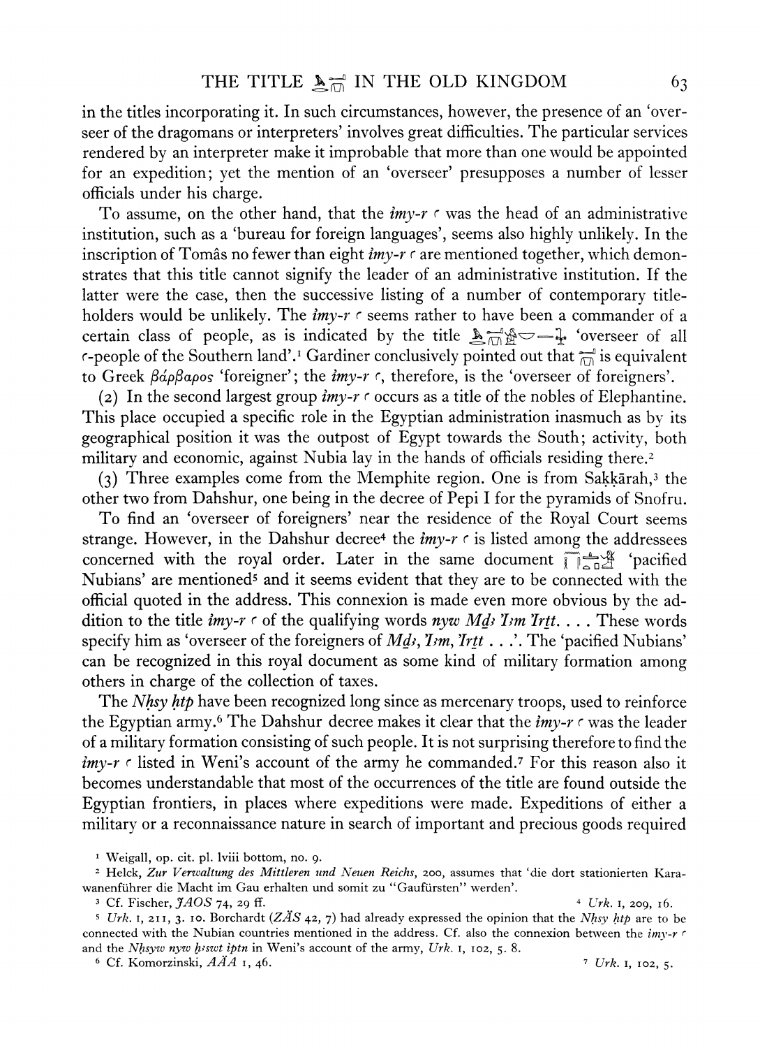in the titles incorporating it. In such circumstances, however, the presence of an 'overseer of the dragomans or interpreters' involves great difficulties. The particular services rendered by an interpreter make it improbable that more than one would be appointed for an expedition; yet the mention of an 'overseer' presupposes a number of lesser officials under his charge.

To assume, on the other hand, that the *imy-r ʿ* was the head of an administrative institution, such as a 'bureau for foreign languages', seems also highly unlikely. In the inscription of Tomâs no fewer than eight *imy-r ʿ* are mentioned together, which demonstrates that this title cannot signify the leader of an administrative institution. If the latter were the case, then the successive listing of a number of contemporary title-holders would be unlikely. The *imy-r ʿ* seems rather to have been a commander of a certain class of people, as is indicated by the title [hieroglyphs] 'overseer of all ʿ-people of the Southern land'.[1] Gardiner conclusively pointed out that [hieroglyph] is equivalent to Greek βάρβαρος 'foreigner'; the *imy-r ʿ*, therefore, is the 'overseer of foreigners'.

(2) In the second largest group *imy-r ʿ* occurs as a title of the nobles of Elephantine. This place occupied a specific role in the Egyptian administration inasmuch as by its geographical position it was the outpost of Egypt towards the South; activity, both military and economic, against Nubia lay in the hands of officials residing there.[2]

(3) Three examples come from the Memphite region. One is from Saḳḳārah,[3] the other two from Dahshur, one being in the decree of Pepi I for the pyramids of Snofru.

To find an 'overseer of foreigners' near the residence of the Royal Court seems strange. However, in the Dahshur decree[4] the *imy-r ʿ* is listed among the addressees concerned with the royal order. Later in the same document [hieroglyphs] 'pacified Nubians' are mentioned[5] and it seems evident that they are to be connected with the official quoted in the address. This connexion is made even more obvious by the addition to the title *imy-r ʿ* of the qualifying words *nyw Mḏꜣ ꞽꜣm ꞽrṯt*. . . . These words specify him as 'overseer of the foreigners of *Mḏꜣ*, *ꞽꜣm*, *ꞽrṯt* . . .'. The 'pacified Nubians' can be recognized in this royal document as some kind of military formation among others in charge of the collection of taxes.

The *Nḥsy ḥtp* have been recognized long since as mercenary troops, used to reinforce the Egyptian army.[6] The Dahshur decree makes it clear that the *imy-r ʿ* was the leader of a military formation consisting of such people. It is not surprising therefore to find the *imy-r ʿ* listed in Weni's account of the army he commanded.[7] For this reason also it becomes understandable that most of the occurrences of the title are found outside the Egyptian frontiers, in places where expeditions were made. Expeditions of either a military or a reconnaissance nature in search of important and precious goods required

[1] Weigall, op. cit. pl. lviii bottom, no. 9.

[2] Helck, *Zur Verwaltung des Mittleren und Neuen Reichs*, 200, assumes that 'die dort stationierten Karawanenführer die Macht im Gau erhalten und somit zu "Gaufürsten" werden'.

[3] Cf. Fischer, *JAOS* 74, 29 ff.

[4] *Urk.* I, 209, 16.

[5] *Urk.* I, 211, 3. 10. Borchardt (*ZÄS* 42, 7) had already expressed the opinion that the *Nḥsy ḥtp* are to be connected with the Nubian countries mentioned in the address. Cf. also the connexion between the *imy-r ʿ* and the *Nḥsyw nyw ḫꜣswt iptn* in Weni's account of the army, *Urk.* I, 102, 5. 8.

[6] Cf. Komorzinski, *AÄA* I, 46.

[7] *Urk.* I, 102, 5.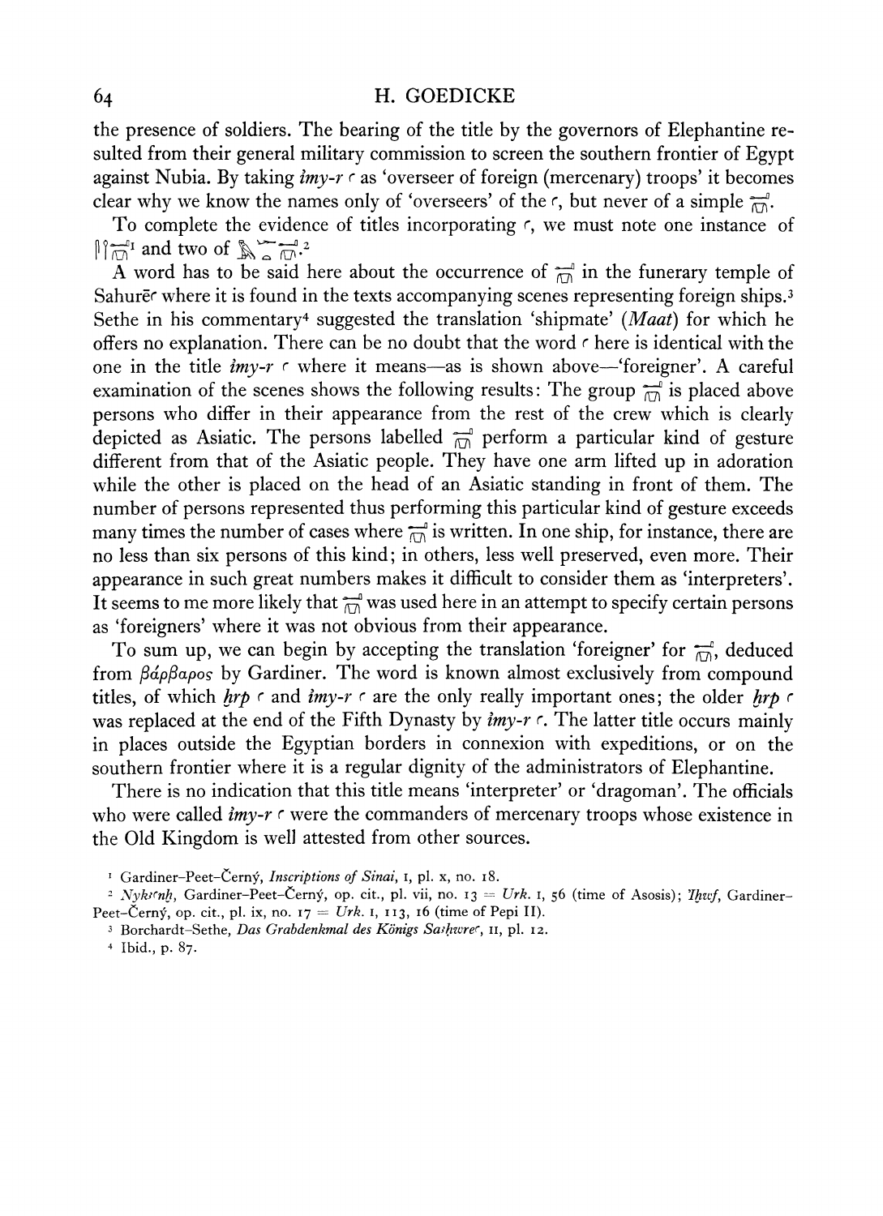the presence of soldiers. The bearing of the title by the governors of Elephantine resulted from their general military commission to screen the southern frontier of Egypt against Nubia. By taking *imy-r ꜥ* as 'overseer of foreign (mercenary) troops' it becomes clear why we know the names only of 'overseers' of the ꜥ, but never of a simple 𓂝𓀀.

To complete the evidence of titles incorporating ꜥ, we must note one instance of 𓋹𓂝[1] and two of 𓅓𓂝[2].

A word has to be said here about the occurrence of 𓂝 in the funerary temple of Sahurēꜥ where it is found in the texts accompanying scenes representing foreign ships.[3] Sethe in his commentary[4] suggested the translation 'shipmate' (*Maat*) for which he offers no explanation. There can be no doubt that the word ꜥ here is identical with the one in the title *imy-r ꜥ* where it means—as is shown above—'foreigner'. A careful examination of the scenes shows the following results: The group 𓂝 is placed above persons who differ in their appearance from the rest of the crew which is clearly depicted as Asiatic. The persons labelled 𓂝 perform a particular kind of gesture different from that of the Asiatic people. They have one arm lifted up in adoration while the other is placed on the head of an Asiatic standing in front of them. The number of persons represented thus performing this particular kind of gesture exceeds many times the number of cases where 𓂝 is written. In one ship, for instance, there are no less than six persons of this kind; in others, less well preserved, even more. Their appearance in such great numbers makes it difficult to consider them as 'interpreters'. It seems to me more likely that 𓂝 was used here in an attempt to specify certain persons as 'foreigners' where it was not obvious from their appearance.

To sum up, we can begin by accepting the translation 'foreigner' for 𓂝, deduced from βάρβαρος by Gardiner. The word is known almost exclusively from compound titles, of which *ḫrp ꜥ* and *imy-r ꜥ* are the only really important ones; the older *ḫrp ꜥ* was replaced at the end of the Fifth Dynasty by *imy-r ꜥ*. The latter title occurs mainly in places outside the Egyptian borders in connexion with expeditions, or on the southern frontier where it is a regular dignity of the administrators of Elephantine.

There is no indication that this title means 'interpreter' or 'dragoman'. The officials who were called *imy-r ꜥ* were the commanders of mercenary troops whose existence in the Old Kingdom is well attested from other sources.

---

[1] Gardiner–Peet–Černý, *Inscriptions of Sinai*, I, pl. x, no. 18.

[2] *Nykꜣꜥnḫ*, Gardiner–Peet–Černý, op. cit., pl. vii, no. 13 = *Urk.* I, 56 (time of Asosis); *Ỉḥwf*, Gardiner–Peet–Černý, op. cit., pl. ix, no. 17 = *Urk.* I, 113, 16 (time of Pepi II).

[3] Borchardt–Sethe, *Das Grabdenkmal des Königs Saꜣḥwreꜥ*, II, pl. 12.

[4] Ibid., p. 87.